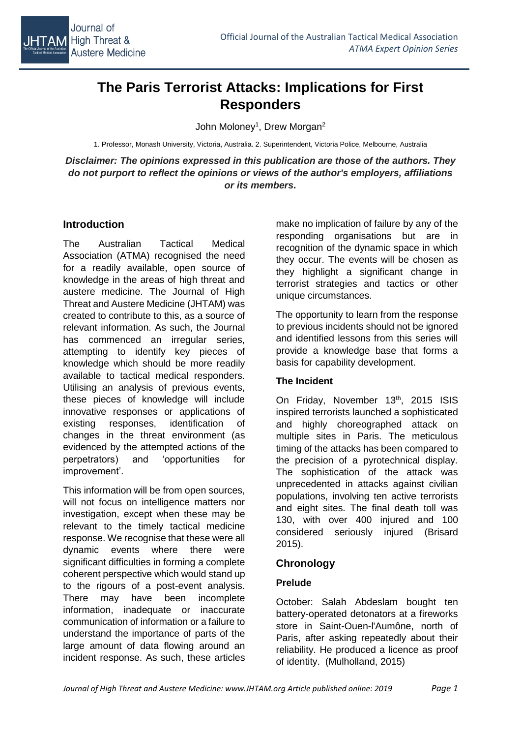# The Paris Terrorist Attacks: Implications for First Responders

John Moloney[1], Drew Morgan[2]

1. Professor, Monash University, Victoria, Australia. 2. Superintendent, Victoria Police, Melbourne, Australia

***Disclaimer: The opinions expressed in this publication are those of the authors. They do not purport to reflect the opinions or views of the author's employers, affiliations or its members.***

## Introduction

The Australian Tactical Medical Association (ATMA) recognised the need for a readily available, open source of knowledge in the areas of high threat and austere medicine. The Journal of High Threat and Austere Medicine (JHTAM) was created to contribute to this, as a source of relevant information. As such, the Journal has commenced an irregular series, attempting to identify key pieces of knowledge which should be more readily available to tactical medical responders. Utilising an analysis of previous events, these pieces of knowledge will include innovative responses or applications of existing responses, identification of changes in the threat environment (as evidenced by the attempted actions of the perpetrators) and 'opportunities for improvement'.

This information will be from open sources, will not focus on intelligence matters nor investigation, except when these may be relevant to the timely tactical medicine response. We recognise that these were all dynamic events where there were significant difficulties in forming a complete coherent perspective which would stand up to the rigours of a post-event analysis. There may have been incomplete information, inadequate or inaccurate communication of information or a failure to understand the importance of parts of the large amount of data flowing around an incident response. As such, these articles make no implication of failure by any of the responding organisations but are in recognition of the dynamic space in which they occur. The events will be chosen as they highlight a significant change in terrorist strategies and tactics or other unique circumstances.

The opportunity to learn from the response to previous incidents should not be ignored and identified lessons from this series will provide a knowledge base that forms a basis for capability development.

### The Incident

On Friday, November 13th, 2015 ISIS inspired terrorists launched a sophisticated and highly choreographed attack on multiple sites in Paris. The meticulous timing of the attacks has been compared to the precision of a pyrotechnical display. The sophistication of the attack was unprecedented in attacks against civilian populations, involving ten active terrorists and eight sites. The final death toll was 130, with over 400 injured and 100 considered seriously injured (Brisard 2015).

## Chronology

### Prelude

October: Salah Abdeslam bought ten battery-operated detonators at a fireworks store in Saint-Ouen-l'Aumône, north of Paris, after asking repeatedly about their reliability. He produced a licence as proof of identity. (Mulholland, 2015)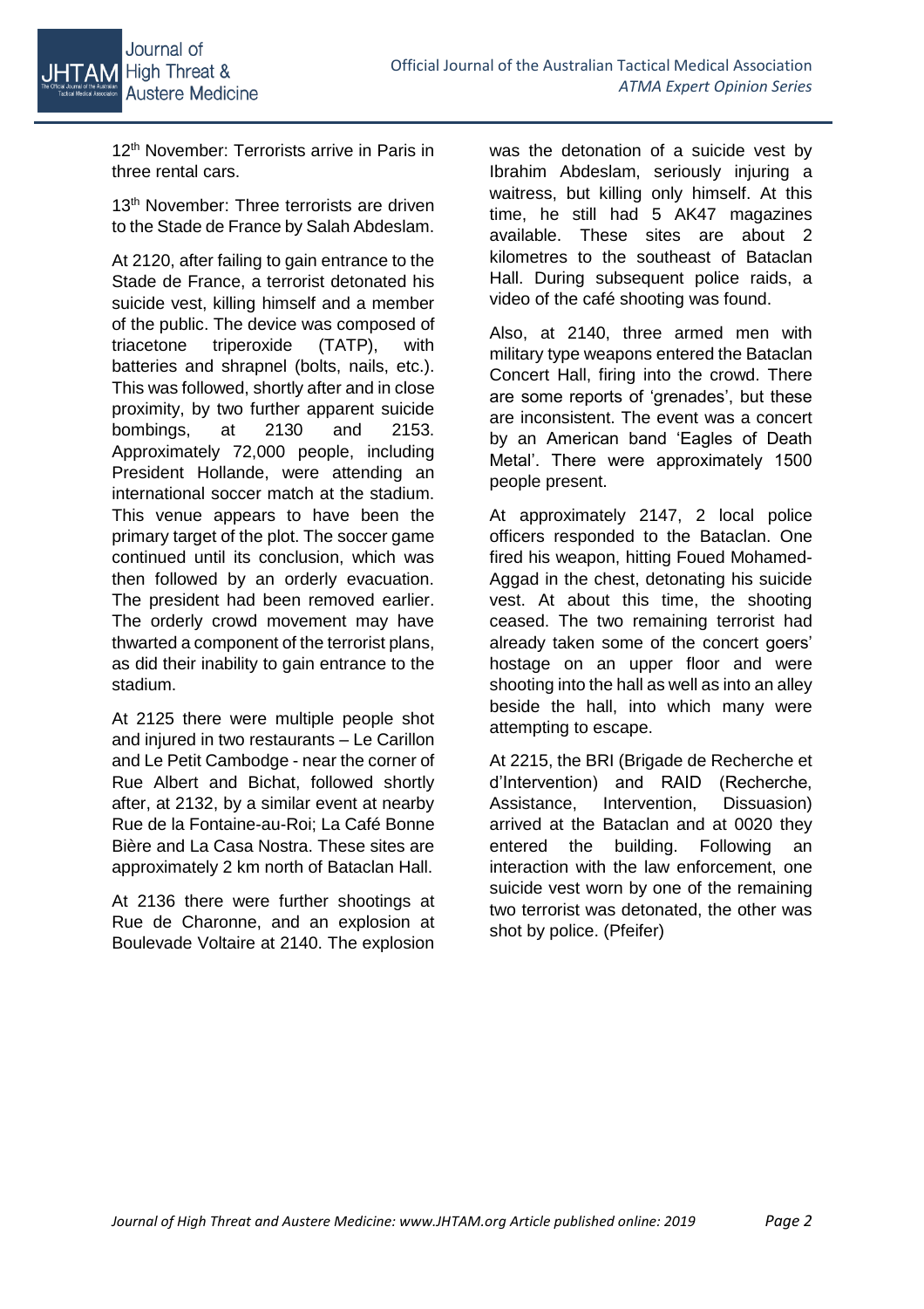12th November: Terrorists arrive in Paris in three rental cars.

13th November: Three terrorists are driven to the Stade de France by Salah Abdeslam.

At 2120, after failing to gain entrance to the Stade de France, a terrorist detonated his suicide vest, killing himself and a member of the public. The device was composed of triacetone triperoxide (TATP), with batteries and shrapnel (bolts, nails, etc.). This was followed, shortly after and in close proximity, by two further apparent suicide bombings, at 2130 and 2153. Approximately 72,000 people, including President Hollande, were attending an international soccer match at the stadium. This venue appears to have been the primary target of the plot. The soccer game continued until its conclusion, which was then followed by an orderly evacuation. The president had been removed earlier. The orderly crowd movement may have thwarted a component of the terrorist plans, as did their inability to gain entrance to the stadium.

At 2125 there were multiple people shot and injured in two restaurants – Le Carillon and Le Petit Cambodge - near the corner of Rue Albert and Bichat, followed shortly after, at 2132, by a similar event at nearby Rue de la Fontaine-au-Roi; La Café Bonne Bière and La Casa Nostra. These sites are approximately 2 km north of Bataclan Hall.

At 2136 there were further shootings at Rue de Charonne, and an explosion at Boulevade Voltaire at 2140. The explosion was the detonation of a suicide vest by Ibrahim Abdeslam, seriously injuring a waitress, but killing only himself. At this time, he still had 5 AK47 magazines available. These sites are about 2 kilometres to the southeast of Bataclan Hall. During subsequent police raids, a video of the café shooting was found.

Also, at 2140, three armed men with military type weapons entered the Bataclan Concert Hall, firing into the crowd. There are some reports of 'grenades', but these are inconsistent. The event was a concert by an American band 'Eagles of Death Metal'. There were approximately 1500 people present.

At approximately 2147, 2 local police officers responded to the Bataclan. One fired his weapon, hitting Foued Mohamed-Aggad in the chest, detonating his suicide vest. At about this time, the shooting ceased. The two remaining terrorist had already taken some of the concert goers' hostage on an upper floor and were shooting into the hall as well as into an alley beside the hall, into which many were attempting to escape.

At 2215, the BRI (Brigade de Recherche et d'Intervention) and RAID (Recherche, Assistance, Intervention, Dissuasion) arrived at the Bataclan and at 0020 they entered the building. Following an interaction with the law enforcement, one suicide vest worn by one of the remaining two terrorist was detonated, the other was shot by police. (Pfeifer)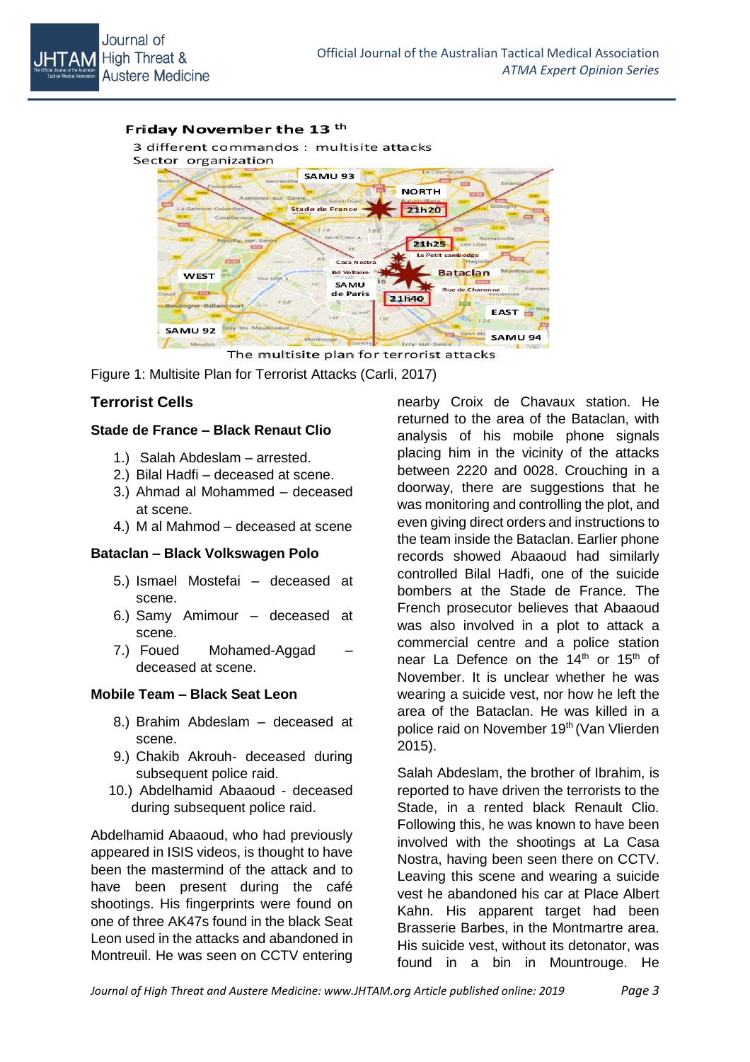Figure 1: Multisite Plan for Terrorist Attacks (Carli, 2017)

## Terrorist Cells

### Stade de France – Black Renaut Clio

1.) Salah Abdeslam – arrested.
2.) Bilal Hadfi – deceased at scene.
3.) Ahmad al Mohammed – deceased at scene.
4.) M al Mahmod – deceased at scene

### Bataclan – Black Volkswagen Polo

5.) Ismael Mostefai – deceased at scene.
6.) Samy Amimour – deceased at scene.
7.) Foued Mohamed-Aggad – deceased at scene.

### Mobile Team – Black Seat Leon

8.) Brahim Abdeslam – deceased at scene.
9.) Chakib Akrouh- deceased during subsequent police raid.
10.) Abdelhamid Abaaoud - deceased during subsequent police raid.

Abdelhamid Abaaoud, who had previously appeared in ISIS videos, is thought to have been the mastermind of the attack and to have been present during the café shootings. His fingerprints were found on one of three AK47s found in the black Seat Leon used in the attacks and abandoned in Montreuil. He was seen on CCTV entering nearby Croix de Chavaux station. He returned to the area of the Bataclan, with analysis of his mobile phone signals placing him in the vicinity of the attacks between 2220 and 0028. Crouching in a doorway, there are suggestions that he was monitoring and controlling the plot, and even giving direct orders and instructions to the team inside the Bataclan. Earlier phone records showed Abaaoud had similarly controlled Bilal Hadfi, one of the suicide bombers at the Stade de France. The French prosecutor believes that Abaaoud was also involved in a plot to attack a commercial centre and a police station near La Defence on the 14th or 15th of November. It is unclear whether he was wearing a suicide vest, nor how he left the area of the Bataclan. He was killed in a police raid on November 19th (Van Vlierden 2015).

Salah Abdeslam, the brother of Ibrahim, is reported to have driven the terrorists to the Stade, in a rented black Renault Clio. Following this, he was known to have been involved with the shootings at La Casa Nostra, having been seen there on CCTV. Leaving this scene and wearing a suicide vest he abandoned his car at Place Albert Kahn. His apparent target had been Brasserie Barbes, in the Montmartre area. His suicide vest, without its detonator, was found in a bin in Mountrouge. He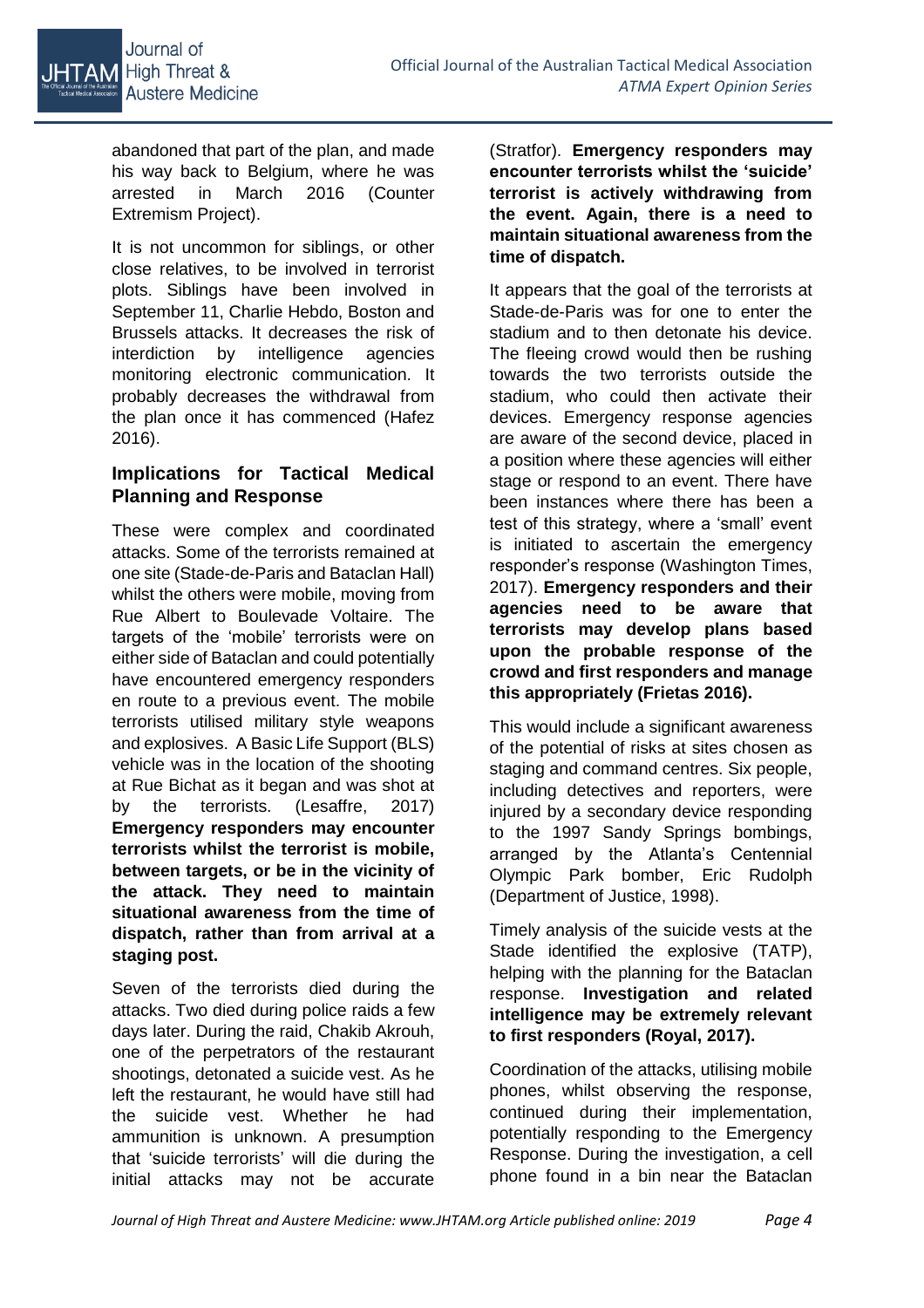abandoned that part of the plan, and made his way back to Belgium, where he was arrested in March 2016 (Counter Extremism Project).

It is not uncommon for siblings, or other close relatives, to be involved in terrorist plots. Siblings have been involved in September 11, Charlie Hebdo, Boston and Brussels attacks. It decreases the risk of interdiction by intelligence agencies monitoring electronic communication. It probably decreases the withdrawal from the plan once it has commenced (Hafez 2016).

### Implications for Tactical Medical Planning and Response

These were complex and coordinated attacks. Some of the terrorists remained at one site (Stade-de-Paris and Bataclan Hall) whilst the others were mobile, moving from Rue Albert to Boulevade Voltaire. The targets of the 'mobile' terrorists were on either side of Bataclan and could potentially have encountered emergency responders en route to a previous event. The mobile terrorists utilised military style weapons and explosives. A Basic Life Support (BLS) vehicle was in the location of the shooting at Rue Bichat as it began and was shot at by the terrorists. (Lesaffre, 2017) **Emergency responders may encounter terrorists whilst the terrorist is mobile, between targets, or be in the vicinity of the attack. They need to maintain situational awareness from the time of dispatch, rather than from arrival at a staging post.**

Seven of the terrorists died during the attacks. Two died during police raids a few days later. During the raid, Chakib Akrouh, one of the perpetrators of the restaurant shootings, detonated a suicide vest. As he left the restaurant, he would have still had the suicide vest. Whether he had ammunition is unknown. A presumption that 'suicide terrorists' will die during the initial attacks may not be accurate (Stratfor). **Emergency responders may encounter terrorists whilst the 'suicide' terrorist is actively withdrawing from the event. Again, there is a need to maintain situational awareness from the time of dispatch.**

It appears that the goal of the terrorists at Stade-de-Paris was for one to enter the stadium and to then detonate his device. The fleeing crowd would then be rushing towards the two terrorists outside the stadium, who could then activate their devices. Emergency response agencies are aware of the second device, placed in a position where these agencies will either stage or respond to an event. There have been instances where there has been a test of this strategy, where a 'small' event is initiated to ascertain the emergency responder's response (Washington Times, 2017). **Emergency responders and their agencies need to be aware that terrorists may develop plans based upon the probable response of the crowd and first responders and manage this appropriately (Frietas 2016).**

This would include a significant awareness of the potential of risks at sites chosen as staging and command centres. Six people, including detectives and reporters, were injured by a secondary device responding to the 1997 Sandy Springs bombings, arranged by the Atlanta's Centennial Olympic Park bomber, Eric Rudolph (Department of Justice, 1998).

Timely analysis of the suicide vests at the Stade identified the explosive (TATP), helping with the planning for the Bataclan response. **Investigation and related intelligence may be extremely relevant to first responders (Royal, 2017).**

Coordination of the attacks, utilising mobile phones, whilst observing the response, continued during their implementation, potentially responding to the Emergency Response. During the investigation, a cell phone found in a bin near the Bataclan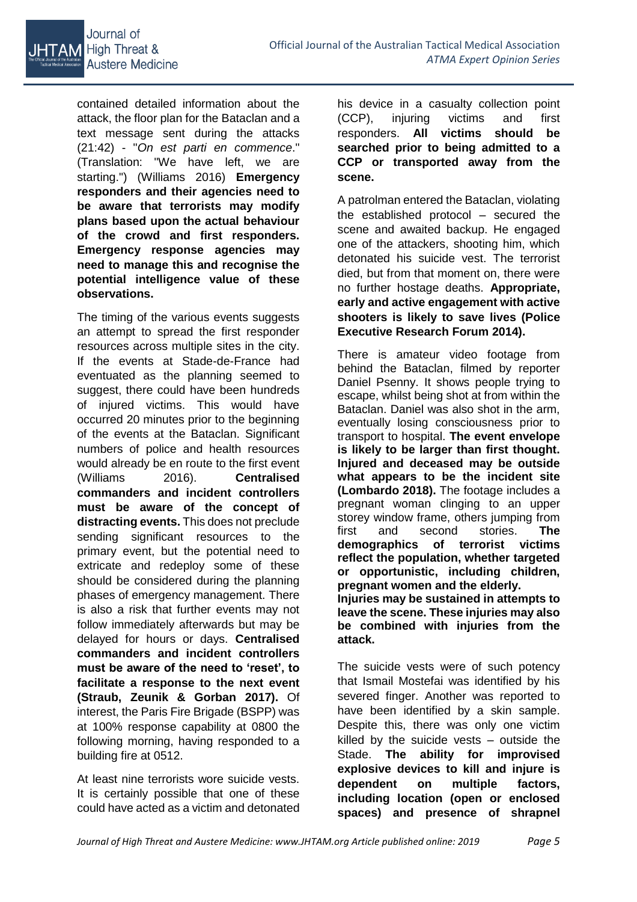contained detailed information about the attack, the floor plan for the Bataclan and a text message sent during the attacks (21:42) - "*On est parti en commence*." (Translation: "We have left, we are starting.") (Williams 2016) **Emergency responders and their agencies need to be aware that terrorists may modify plans based upon the actual behaviour of the crowd and first responders. Emergency response agencies may need to manage this and recognise the potential intelligence value of these observations.**

The timing of the various events suggests an attempt to spread the first responder resources across multiple sites in the city. If the events at Stade-de-France had eventuated as the planning seemed to suggest, there could have been hundreds of injured victims. This would have occurred 20 minutes prior to the beginning of the events at the Bataclan. Significant numbers of police and health resources would already be en route to the first event (Williams 2016). **Centralised commanders and incident controllers must be aware of the concept of distracting events.** This does not preclude sending significant resources to the primary event, but the potential need to extricate and redeploy some of these should be considered during the planning phases of emergency management. There is also a risk that further events may not follow immediately afterwards but may be delayed for hours or days. **Centralised commanders and incident controllers must be aware of the need to 'reset', to facilitate a response to the next event (Straub, Zeunik & Gorban 2017).** Of interest, the Paris Fire Brigade (BSPP) was at 100% response capability at 0800 the following morning, having responded to a building fire at 0512.

At least nine terrorists wore suicide vests. It is certainly possible that one of these could have acted as a victim and detonated his device in a casualty collection point (CCP), injuring victims and first responders. **All victims should be searched prior to being admitted to a CCP or transported away from the scene.**

A patrolman entered the Bataclan, violating the established protocol – secured the scene and awaited backup. He engaged one of the attackers, shooting him, which detonated his suicide vest. The terrorist died, but from that moment on, there were no further hostage deaths. **Appropriate, early and active engagement with active shooters is likely to save lives (Police Executive Research Forum 2014).**

There is amateur video footage from behind the Bataclan, filmed by reporter Daniel Psenny. It shows people trying to escape, whilst being shot at from within the Bataclan. Daniel was also shot in the arm, eventually losing consciousness prior to transport to hospital. **The event envelope is likely to be larger than first thought. Injured and deceased may be outside what appears to be the incident site (Lombardo 2018).** The footage includes a pregnant woman clinging to an upper storey window frame, others jumping from first and second stories. **The demographics of terrorist victims reflect the population, whether targeted or opportunistic, including children, pregnant women and the elderly.**
**Injuries may be sustained in attempts to leave the scene. These injuries may also be combined with injuries from the attack.**

The suicide vests were of such potency that Ismail Mostefai was identified by his severed finger. Another was reported to have been identified by a skin sample. Despite this, there was only one victim killed by the suicide vests – outside the Stade. **The ability for improvised explosive devices to kill and injure is dependent on multiple factors, including location (open or enclosed spaces) and presence of shrapnel**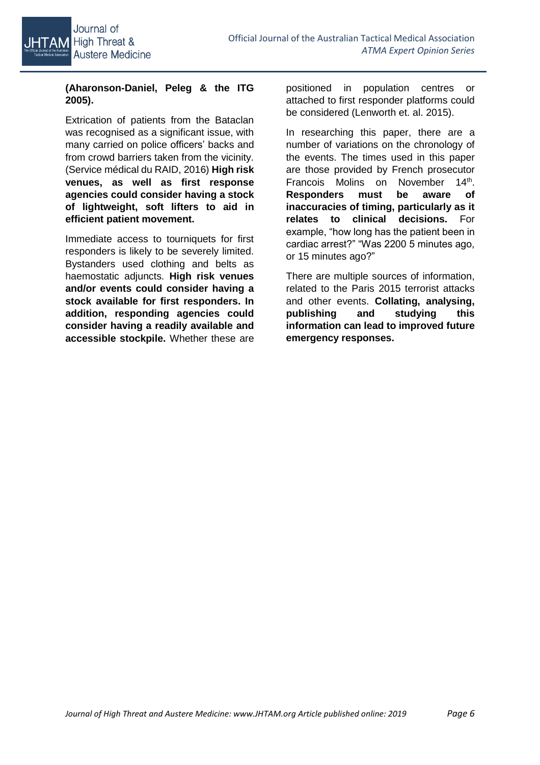**(Aharonson-Daniel, Peleg & the ITG 2005).**

Extrication of patients from the Bataclan was recognised as a significant issue, with many carried on police officers' backs and from crowd barriers taken from the vicinity. (Service médical du RAID, 2016) **High risk venues, as well as first response agencies could consider having a stock of lightweight, soft lifters to aid in efficient patient movement.**

Immediate access to tourniquets for first responders is likely to be severely limited. Bystanders used clothing and belts as haemostatic adjuncts. **High risk venues and/or events could consider having a stock available for first responders. In addition, responding agencies could consider having a readily available and accessible stockpile.** Whether these are positioned in population centres or attached to first responder platforms could be considered (Lenworth et. al. 2015).

In researching this paper, there are a number of variations on the chronology of the events. The times used in this paper are those provided by French prosecutor Francois Molins on November 14th. **Responders must be aware of inaccuracies of timing, particularly as it relates to clinical decisions.** For example, "how long has the patient been in cardiac arrest?" "Was 2200 5 minutes ago, or 15 minutes ago?"

There are multiple sources of information, related to the Paris 2015 terrorist attacks and other events. **Collating, analysing, publishing and studying this information can lead to improved future emergency responses.**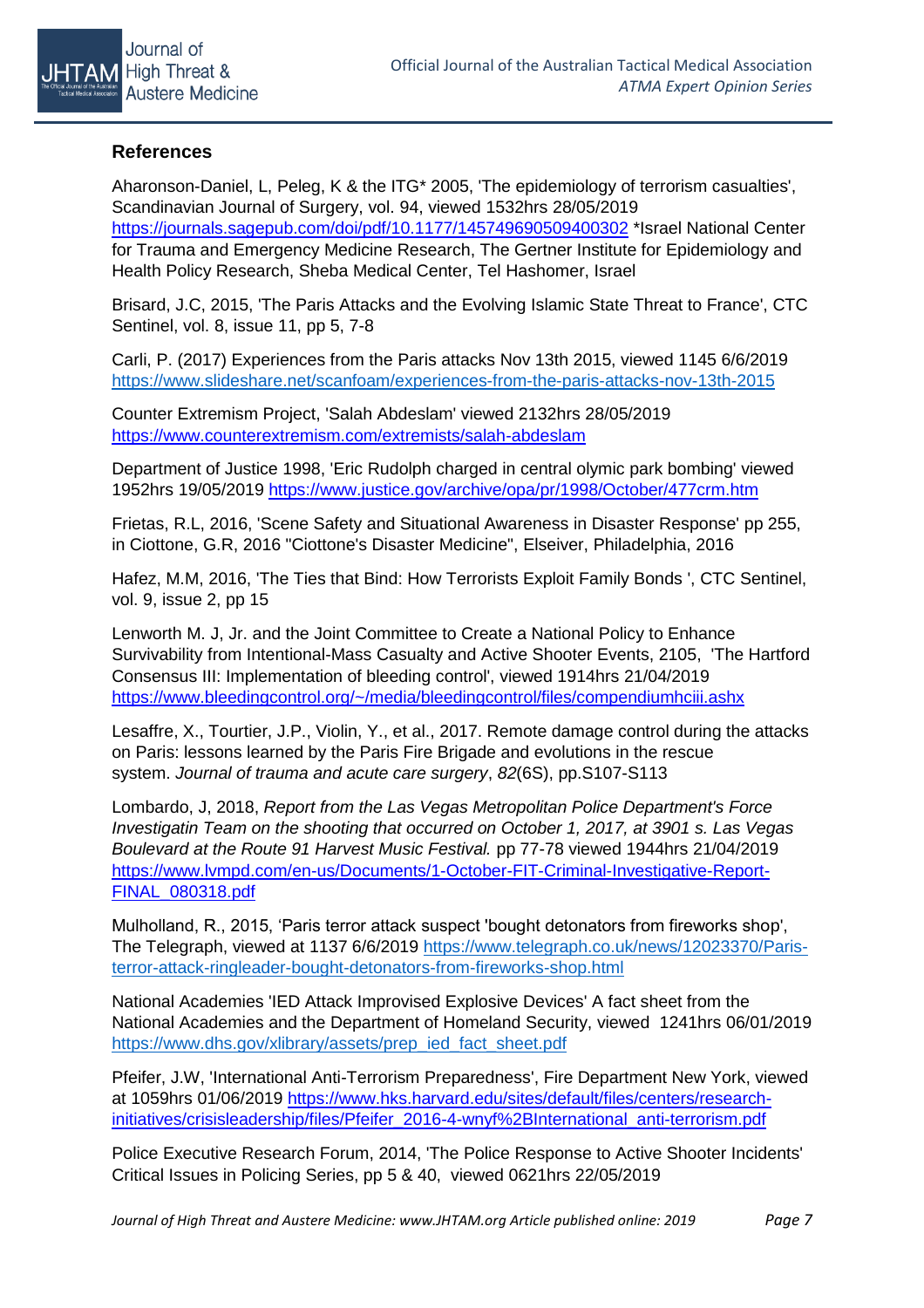## References

Aharonson-Daniel, L, Peleg, K & the ITG* 2005, 'The epidemiology of terrorism casualties', Scandinavian Journal of Surgery, vol. 94, viewed 1532hrs 28/05/2019 https://journals.sagepub.com/doi/pdf/10.1177/145749690509400302 *Israel National Center for Trauma and Emergency Medicine Research, The Gertner Institute for Epidemiology and Health Policy Research, Sheba Medical Center, Tel Hashomer, Israel

Brisard, J.C, 2015, 'The Paris Attacks and the Evolving Islamic State Threat to France', CTC Sentinel, vol. 8, issue 11, pp 5, 7-8

Carli, P. (2017) Experiences from the Paris attacks Nov 13th 2015, viewed 1145 6/6/2019 https://www.slideshare.net/scanfoam/experiences-from-the-paris-attacks-nov-13th-2015

Counter Extremism Project, 'Salah Abdeslam' viewed 2132hrs 28/05/2019 https://www.counterextremism.com/extremists/salah-abdeslam

Department of Justice 1998, 'Eric Rudolph charged in central olymic park bombing' viewed 1952hrs 19/05/2019 https://www.justice.gov/archive/opa/pr/1998/October/477crm.htm

Frietas, R.L, 2016, 'Scene Safety and Situational Awareness in Disaster Response' pp 255, in Ciottone, G.R, 2016 "Ciottone's Disaster Medicine", Elseiver, Philadelphia, 2016

Hafez, M.M, 2016, 'The Ties that Bind: How Terrorists Exploit Family Bonds ', CTC Sentinel, vol. 9, issue 2, pp 15

Lenworth M. J, Jr. and the Joint Committee to Create a National Policy to Enhance Survivability from Intentional-Mass Casualty and Active Shooter Events, 2105, 'The Hartford Consensus III: Implementation of bleeding control', viewed 1914hrs 21/04/2019 https://www.bleedingcontrol.org/~/media/bleedingcontrol/files/compendiumhciii.ashx

Lesaffre, X., Tourtier, J.P., Violin, Y., et al., 2017. Remote damage control during the attacks on Paris: lessons learned by the Paris Fire Brigade and evolutions in the rescue system. *Journal of trauma and acute care surgery*, *82*(6S), pp.S107-S113

Lombardo, J, 2018, *Report from the Las Vegas Metropolitan Police Department's Force Investigatin Team on the shooting that occurred on October 1, 2017, at 3901 s. Las Vegas Boulevard at the Route 91 Harvest Music Festival.* pp 77-78 viewed 1944hrs 21/04/2019 https://www.lvmpd.com/en-us/Documents/1-October-FIT-Criminal-Investigative-Report-FINAL_080318.pdf

Mulholland, R., 2015, 'Paris terror attack suspect 'bought detonators from fireworks shop', The Telegraph, viewed at 1137 6/6/2019 https://www.telegraph.co.uk/news/12023370/Paris-terror-attack-ringleader-bought-detonators-from-fireworks-shop.html

National Academies 'IED Attack Improvised Explosive Devices' A fact sheet from the National Academies and the Department of Homeland Security, viewed 1241hrs 06/01/2019 https://www.dhs.gov/xlibrary/assets/prep_ied_fact_sheet.pdf

Pfeifer, J.W, 'International Anti-Terrorism Preparedness', Fire Department New York, viewed at 1059hrs 01/06/2019 https://www.hks.harvard.edu/sites/default/files/centers/research-initiatives/crisisleadership/files/Pfeifer_2016-4-wnyf%2BInternational_anti-terrorism.pdf

Police Executive Research Forum, 2014, 'The Police Response to Active Shooter Incidents' Critical Issues in Policing Series, pp 5 & 40, viewed 0621hrs 22/05/2019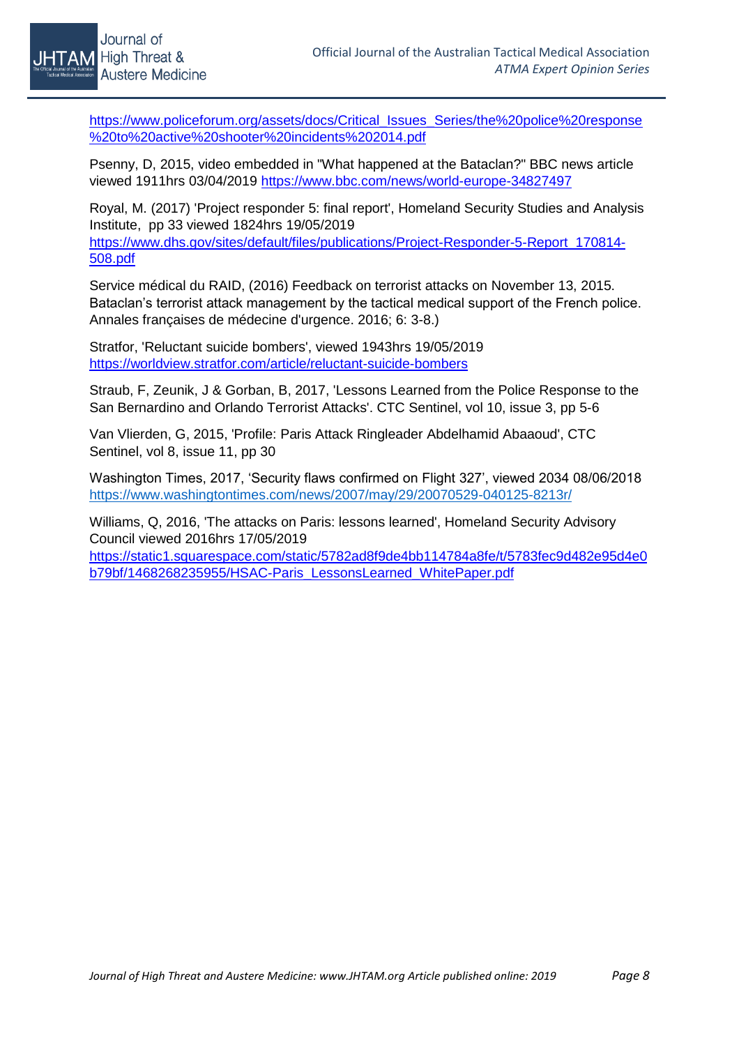https://www.policeforum.org/assets/docs/Critical_Issues_Series/the%20police%20response%20to%20active%20shooter%20incidents%202014.pdf

Psenny, D, 2015, video embedded in "What happened at the Bataclan?" BBC news article viewed 1911hrs 03/04/2019 https://www.bbc.com/news/world-europe-34827497

Royal, M. (2017) 'Project responder 5: final report', Homeland Security Studies and Analysis Institute, pp 33 viewed 1824hrs 19/05/2019 https://www.dhs.gov/sites/default/files/publications/Project-Responder-5-Report_170814-508.pdf

Service médical du RAID, (2016) Feedback on terrorist attacks on November 13, 2015. Bataclan's terrorist attack management by the tactical medical support of the French police. Annales françaises de médecine d'urgence. 2016; 6: 3-8.)

Stratfor, 'Reluctant suicide bombers', viewed 1943hrs 19/05/2019 https://worldview.stratfor.com/article/reluctant-suicide-bombers

Straub, F, Zeunik, J & Gorban, B, 2017, 'Lessons Learned from the Police Response to the San Bernardino and Orlando Terrorist Attacks'. CTC Sentinel, vol 10, issue 3, pp 5-6

Van Vlierden, G, 2015, 'Profile: Paris Attack Ringleader Abdelhamid Abaaoud', CTC Sentinel, vol 8, issue 11, pp 30

Washington Times, 2017, 'Security flaws confirmed on Flight 327', viewed 2034 08/06/2018 https://www.washingtontimes.com/news/2007/may/29/20070529-040125-8213r/

Williams, Q, 2016, 'The attacks on Paris: lessons learned', Homeland Security Advisory Council viewed 2016hrs 17/05/2019 https://static1.squarespace.com/static/5782ad8f9de4bb114784a8fe/t/5783fec9d482e95d4e0b79bf/1468268235955/HSAC-Paris_LessonsLearned_WhitePaper.pdf